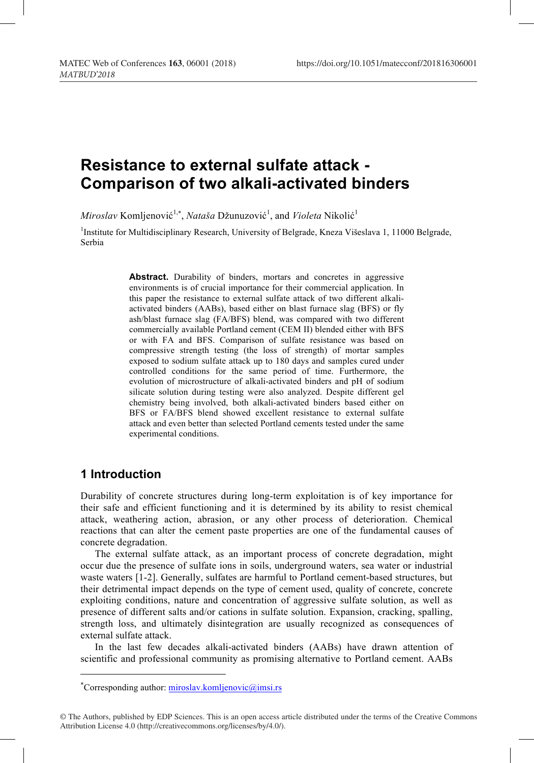# Resistance to external sulfate attack - Comparison of two alkali-activated binders

*Miroslav* Komljenović[1,*], *Nataša* Džunuzović[1], and *Violeta* Nikolić[1]

[1]Institute for Multidisciplinary Research, University of Belgrade, Kneza Višeslava 1, 11000 Belgrade, Serbia

**Abstract.** Durability of binders, mortars and concretes in aggressive environments is of crucial importance for their commercial application. In this paper the resistance to external sulfate attack of two different alkali-activated binders (AABs), based either on blast furnace slag (BFS) or fly ash/blast furnace slag (FA/BFS) blend, was compared with two different commercially available Portland cement (CEM II) blended either with BFS or with FA and BFS. Comparison of sulfate resistance was based on compressive strength testing (the loss of strength) of mortar samples exposed to sodium sulfate attack up to 180 days and samples cured under controlled conditions for the same period of time. Furthermore, the evolution of microstructure of alkali-activated binders and pH of sodium silicate solution during testing were also analyzed. Despite different gel chemistry being involved, both alkali-activated binders based either on BFS or FA/BFS blend showed excellent resistance to external sulfate attack and even better than selected Portland cements tested under the same experimental conditions.

## 1 Introduction

Durability of concrete structures during long-term exploitation is of key importance for their safe and efficient functioning and it is determined by its ability to resist chemical attack, weathering action, abrasion, or any other process of deterioration. Chemical reactions that can alter the cement paste properties are one of the fundamental causes of concrete degradation.

The external sulfate attack, as an important process of concrete degradation, might occur due the presence of sulfate ions in soils, underground waters, sea water or industrial waste waters [1-2]. Generally, sulfates are harmful to Portland cement-based structures, but their detrimental impact depends on the type of cement used, quality of concrete, concrete exploiting conditions, nature and concentration of aggressive sulfate solution, as well as presence of different salts and/or cations in sulfate solution. Expansion, cracking, spalling, strength loss, and ultimately disintegration are usually recognized as consequences of external sulfate attack.

In the last few decades alkali-activated binders (AABs) have drawn attention of scientific and professional community as promising alternative to Portland cement. AABs

*Corresponding author: miroslav.komljenovic@imsi.rs

© The Authors, published by EDP Sciences. This is an open access article distributed under the terms of the Creative Commons Attribution License 4.0 (http://creativecommons.org/licenses/by/4.0/).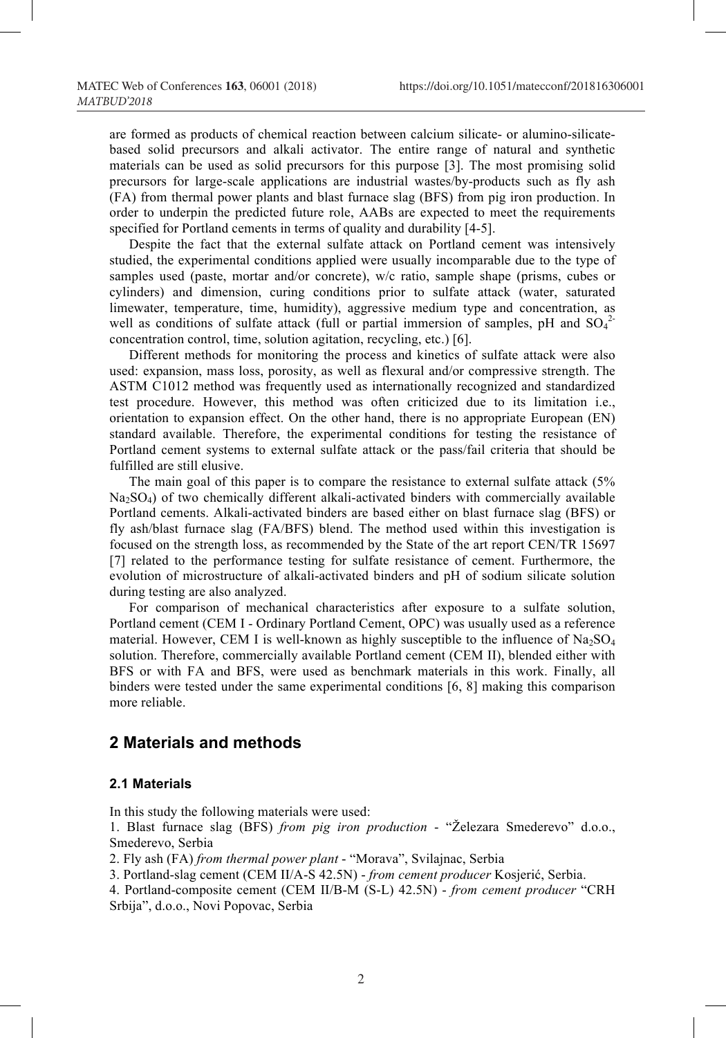are formed as products of chemical reaction between calcium silicate- or alumino-silicate-based solid precursors and alkali activator. The entire range of natural and synthetic materials can be used as solid precursors for this purpose [3]. The most promising solid precursors for large-scale applications are industrial wastes/by-products such as fly ash (FA) from thermal power plants and blast furnace slag (BFS) from pig iron production. In order to underpin the predicted future role, AABs are expected to meet the requirements specified for Portland cements in terms of quality and durability [4-5].

Despite the fact that the external sulfate attack on Portland cement was intensively studied, the experimental conditions applied were usually incomparable due to the type of samples used (paste, mortar and/or concrete), w/c ratio, sample shape (prisms, cubes or cylinders) and dimension, curing conditions prior to sulfate attack (water, saturated limewater, temperature, time, humidity), aggressive medium type and concentration, as well as conditions of sulfate attack (full or partial immersion of samples, pH and $SO_4^{2-}$ concentration control, time, solution agitation, recycling, etc.) [6].

Different methods for monitoring the process and kinetics of sulfate attack were also used: expansion, mass loss, porosity, as well as flexural and/or compressive strength. The ASTM C1012 method was frequently used as internationally recognized and standardized test procedure. However, this method was often criticized due to its limitation i.e., orientation to expansion effect. On the other hand, there is no appropriate European (EN) standard available. Therefore, the experimental conditions for testing the resistance of Portland cement systems to external sulfate attack or the pass/fail criteria that should be fulfilled are still elusive.

The main goal of this paper is to compare the resistance to external sulfate attack (5% $Na_2SO_4$) of two chemically different alkali-activated binders with commercially available Portland cements. Alkali-activated binders are based either on blast furnace slag (BFS) or fly ash/blast furnace slag (FA/BFS) blend. The method used within this investigation is focused on the strength loss, as recommended by the State of the art report CEN/TR 15697 [7] related to the performance testing for sulfate resistance of cement. Furthermore, the evolution of microstructure of alkali-activated binders and pH of sodium silicate solution during testing are also analyzed.

For comparison of mechanical characteristics after exposure to a sulfate solution, Portland cement (CEM I - Ordinary Portland Cement, OPC) was usually used as a reference material. However, CEM I is well-known as highly susceptible to the influence of $Na_2SO_4$ solution. Therefore, commercially available Portland cement (CEM II), blended either with BFS or with FA and BFS, were used as benchmark materials in this work. Finally, all binders were tested under the same experimental conditions [6, 8] making this comparison more reliable.

## 2 Materials and methods

### 2.1 Materials

In this study the following materials were used:

1. Blast furnace slag (BFS) *from pig iron production* - "Železara Smederevo" d.o.o., Smederevo, Serbia
2. Fly ash (FA) *from thermal power plant* - "Morava", Svilajnac, Serbia
3. Portland-slag cement (CEM II/A-S 42.5N) - *from cement producer* Kosjerić, Serbia.
4. Portland-composite cement (CEM II/B-M (S-L) 42.5N) - *from cement producer* "CRH Srbija", d.o.o., Novi Popovac, Serbia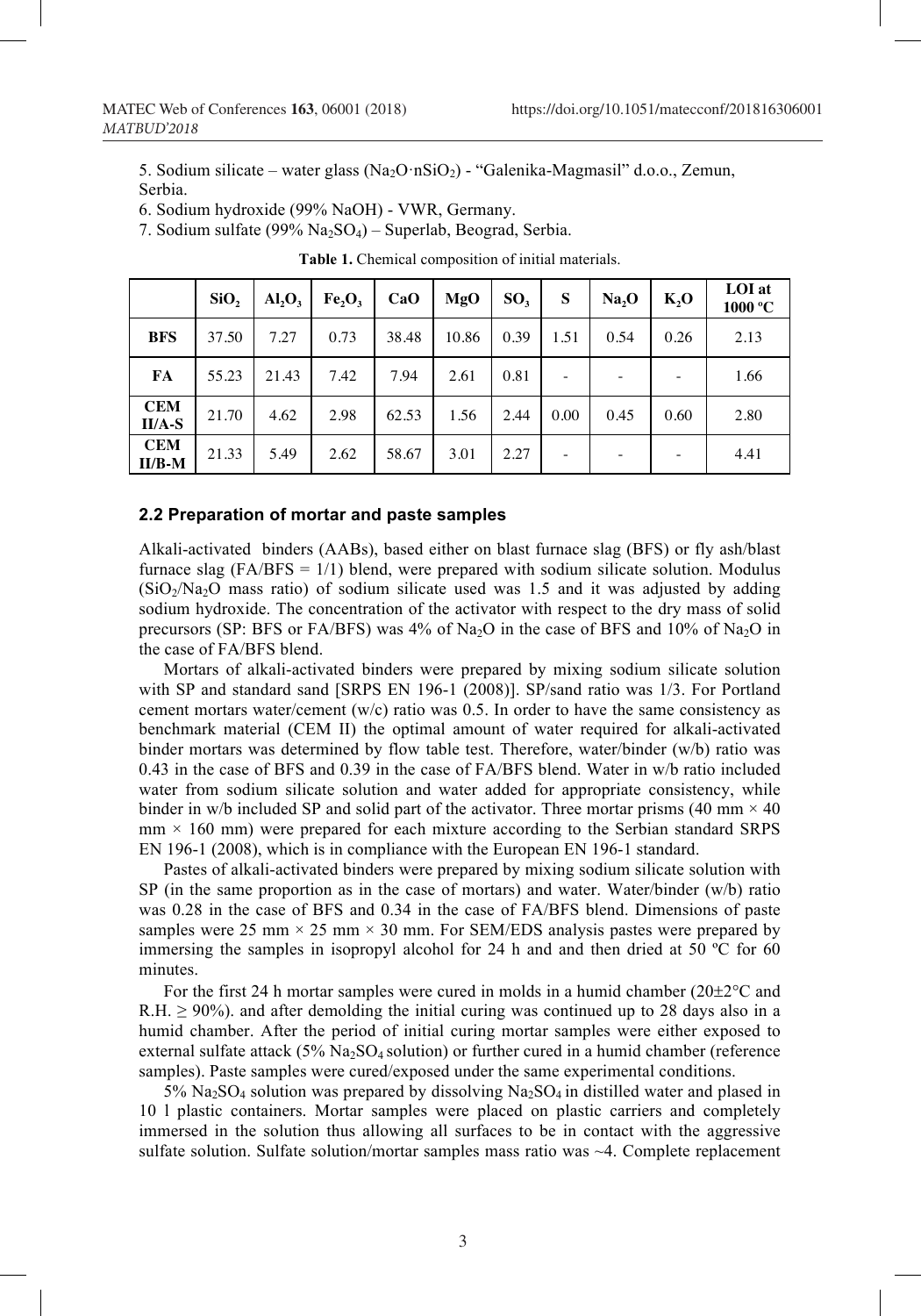5. Sodium silicate – water glass ($Na_2O \cdot nSiO_2$) - "Galenika-Magmasil" d.o.o., Zemun, Serbia.

6. Sodium hydroxide (99% NaOH) - VWR, Germany.

7. Sodium sulfate (99% $Na_2SO_4$) – Superlab, Beograd, Serbia.

**Table 1.** Chemical composition of initial materials.

| | $SiO_2$ | $Al_2O_3$ | $Fe_2O_3$ | CaO | MgO | $SO_3$ | S | $Na_2O$ | $K_2O$ | LOI at 1000 ºC |
|---|---|---|---|---|---|---|---|---|---|---|
| **BFS** | 37.50 | 7.27 | 0.73 | 38.48 | 10.86 | 0.39 | 1.51 | 0.54 | 0.26 | 2.13 |
| **FA** | 55.23 | 21.43 | 7.42 | 7.94 | 2.61 | 0.81 | - | - | - | 1.66 |
| **CEM II/A-S** | 21.70 | 4.62 | 2.98 | 62.53 | 1.56 | 2.44 | 0.00 | 0.45 | 0.60 | 2.80 |
| **CEM II/B-M** | 21.33 | 5.49 | 2.62 | 58.67 | 3.01 | 2.27 | - | - | - | 4.41 |

## 2.2 Preparation of mortar and paste samples

Alkali-activated binders (AABs), based either on blast furnace slag (BFS) or fly ash/blast furnace slag (FA/BFS = 1/1) blend, were prepared with sodium silicate solution. Modulus ($SiO_2/Na_2O$ mass ratio) of sodium silicate used was 1.5 and it was adjusted by adding sodium hydroxide. The concentration of the activator with respect to the dry mass of solid precursors (SP: BFS or FA/BFS) was 4% of $Na_2O$ in the case of BFS and 10% of $Na_2O$ in the case of FA/BFS blend.

Mortars of alkali-activated binders were prepared by mixing sodium silicate solution with SP and standard sand [SRPS EN 196-1 (2008)]. SP/sand ratio was 1/3. For Portland cement mortars water/cement (w/c) ratio was 0.5. In order to have the same consistency as benchmark material (CEM II) the optimal amount of water required for alkali-activated binder mortars was determined by flow table test. Therefore, water/binder (w/b) ratio was 0.43 in the case of BFS and 0.39 in the case of FA/BFS blend. Water in w/b ratio included water from sodium silicate solution and water added for appropriate consistency, while binder in w/b included SP and solid part of the activator. Three mortar prisms (40 mm × 40 mm × 160 mm) were prepared for each mixture according to the Serbian standard SRPS EN 196-1 (2008), which is in compliance with the European EN 196-1 standard.

Pastes of alkali-activated binders were prepared by mixing sodium silicate solution with SP (in the same proportion as in the case of mortars) and water. Water/binder (w/b) ratio was 0.28 in the case of BFS and 0.34 in the case of FA/BFS blend. Dimensions of paste samples were 25 mm × 25 mm × 30 mm. For SEM/EDS analysis pastes were prepared by immersing the samples in isopropyl alcohol for 24 h and and then dried at 50 ºC for 60 minutes.

For the first 24 h mortar samples were cured in molds in a humid chamber (20±2°C and R.H. ≥ 90%). and after demolding the initial curing was continued up to 28 days also in a humid chamber. After the period of initial curing mortar samples were either exposed to external sulfate attack (5% $Na_2SO_4$ solution) or further cured in a humid chamber (reference samples). Paste samples were cured/exposed under the same experimental conditions.

5% $Na_2SO_4$ solution was prepared by dissolving $Na_2SO_4$ in distilled water and plased in 10 l plastic containers. Mortar samples were placed on plastic carriers and completely immersed in the solution thus allowing all surfaces to be in contact with the aggressive sulfate solution. Sulfate solution/mortar samples mass ratio was ~4. Complete replacement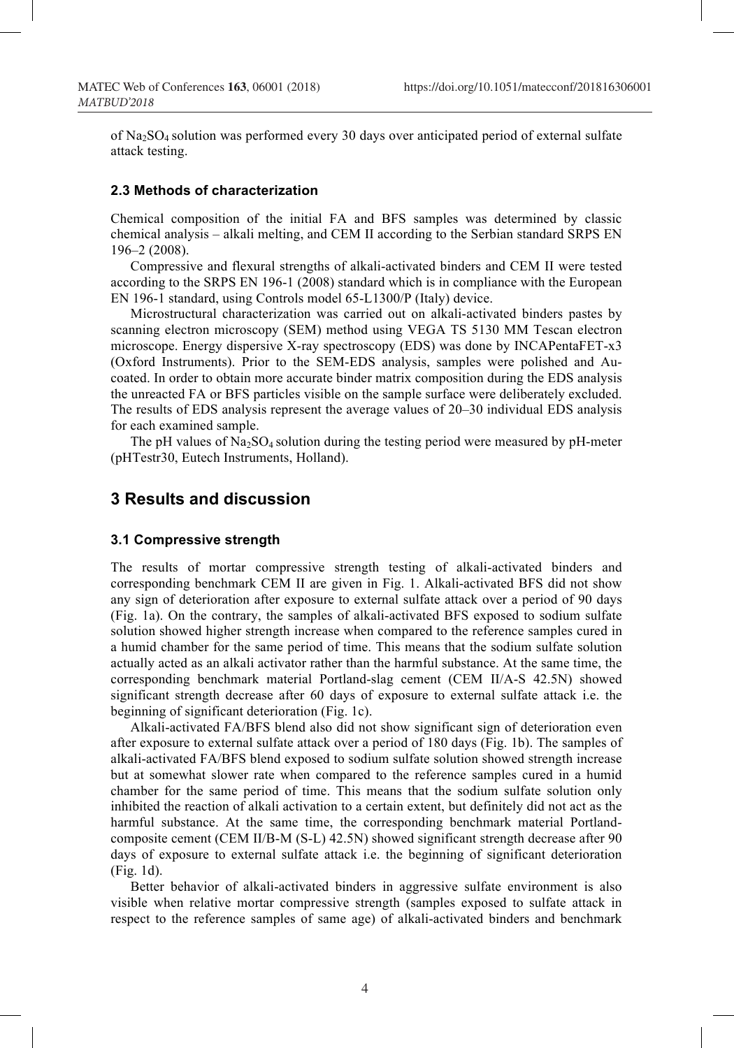of $Na_2SO_4$ solution was performed every 30 days over anticipated period of external sulfate attack testing.

### 2.3 Methods of characterization

Chemical composition of the initial FA and BFS samples was determined by classic chemical analysis – alkali melting, and CEM II according to the Serbian standard SRPS EN 196–2 (2008).

Compressive and flexural strengths of alkali-activated binders and CEM II were tested according to the SRPS EN 196-1 (2008) standard which is in compliance with the European EN 196-1 standard, using Controls model 65-L1300/P (Italy) device.

Microstructural characterization was carried out on alkali-activated binders pastes by scanning electron microscopy (SEM) method using VEGA TS 5130 MM Tescan electron microscope. Energy dispersive X-ray spectroscopy (EDS) was done by INCAPentaFET-x3 (Oxford Instruments). Prior to the SEM-EDS analysis, samples were polished and Au-coated. In order to obtain more accurate binder matrix composition during the EDS analysis the unreacted FA or BFS particles visible on the sample surface were deliberately excluded. The results of EDS analysis represent the average values of 20–30 individual EDS analysis for each examined sample.

The pH values of $Na_2SO_4$ solution during the testing period were measured by pH-meter (pHTestr30, Eutech Instruments, Holland).

## 3 Results and discussion

### 3.1 Compressive strength

The results of mortar compressive strength testing of alkali-activated binders and corresponding benchmark CEM II are given in Fig. 1. Alkali-activated BFS did not show any sign of deterioration after exposure to external sulfate attack over a period of 90 days (Fig. 1a). On the contrary, the samples of alkali-activated BFS exposed to sodium sulfate solution showed higher strength increase when compared to the reference samples cured in a humid chamber for the same period of time. This means that the sodium sulfate solution actually acted as an alkali activator rather than the harmful substance. At the same time, the corresponding benchmark material Portland-slag cement (CEM II/A-S 42.5N) showed significant strength decrease after 60 days of exposure to external sulfate attack i.e. the beginning of significant deterioration (Fig. 1c).

Alkali-activated FA/BFS blend also did not show significant sign of deterioration even after exposure to external sulfate attack over a period of 180 days (Fig. 1b). The samples of alkali-activated FA/BFS blend exposed to sodium sulfate solution showed strength increase but at somewhat slower rate when compared to the reference samples cured in a humid chamber for the same period of time. This means that the sodium sulfate solution only inhibited the reaction of alkali activation to a certain extent, but definitely did not act as the harmful substance. At the same time, the corresponding benchmark material Portland-composite cement (CEM II/B-M (S-L) 42.5N) showed significant strength decrease after 90 days of exposure to external sulfate attack i.e. the beginning of significant deterioration (Fig. 1d).

Better behavior of alkali-activated binders in aggressive sulfate environment is also visible when relative mortar compressive strength (samples exposed to sulfate attack in respect to the reference samples of same age) of alkali-activated binders and benchmark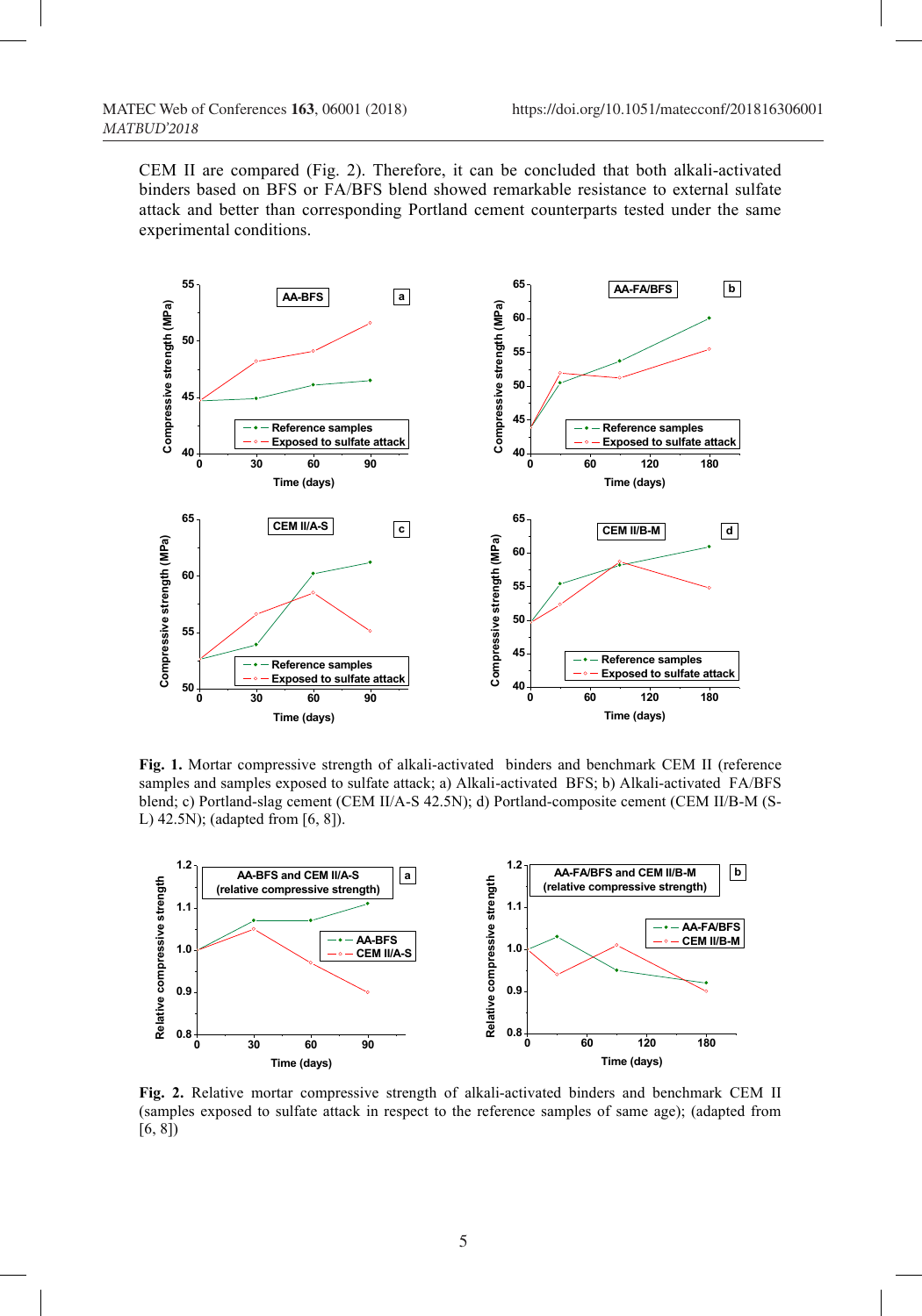CEM II are compared (Fig. 2). Therefore, it can be concluded that both alkali-activated binders based on BFS or FA/BFS blend showed remarkable resistance to external sulfate attack and better than corresponding Portland cement counterparts tested under the same experimental conditions.

**Fig. 1.** Mortar compressive strength of alkali-activated binders and benchmark CEM II (reference samples and samples exposed to sulfate attack; a) Alkali-activated BFS; b) Alkali-activated FA/BFS blend; c) Portland-slag cement (CEM II/A-S 42.5N); d) Portland-composite cement (CEM II/B-M (S-L) 42.5N); (adapted from [6, 8]).

**Fig. 2.** Relative mortar compressive strength of alkali-activated binders and benchmark CEM II (samples exposed to sulfate attack in respect to the reference samples of same age); (adapted from [6, 8])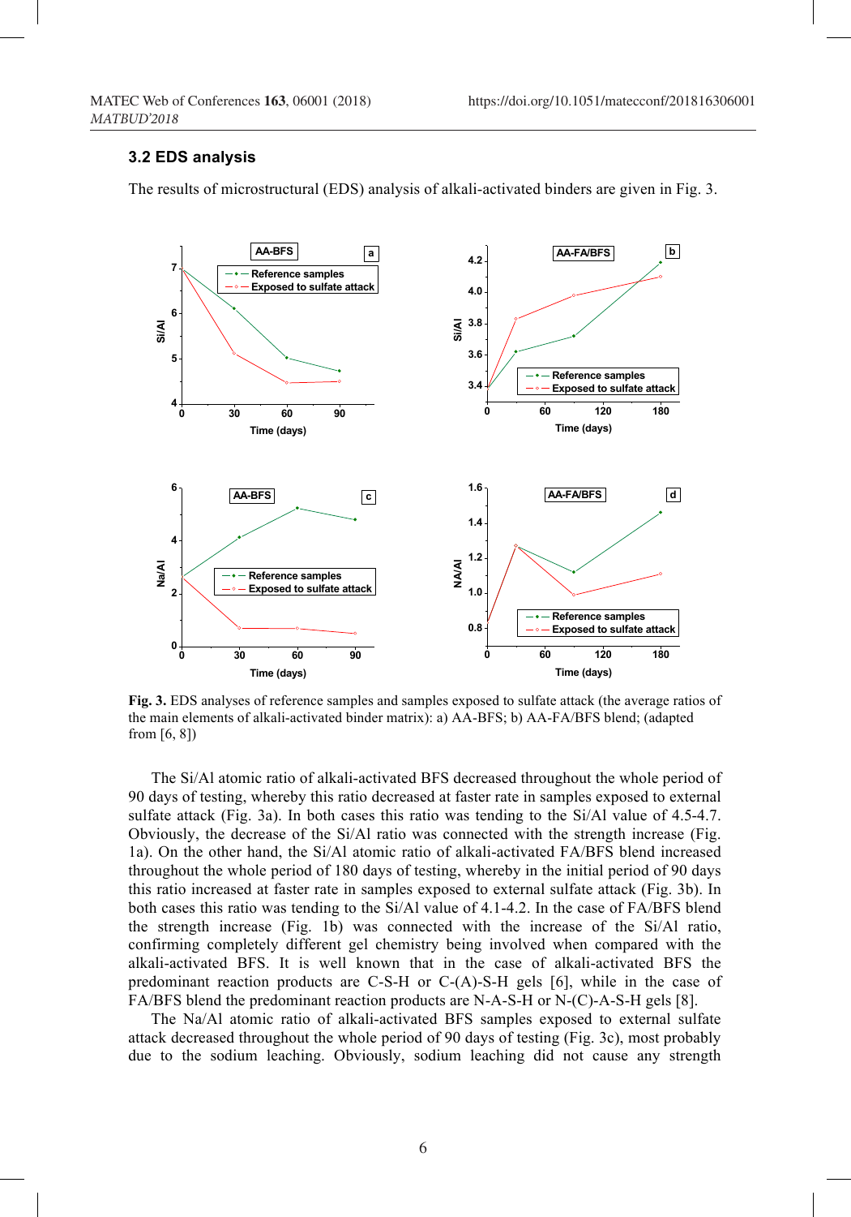### 3.2 EDS analysis

The results of microstructural (EDS) analysis of alkali-activated binders are given in Fig. 3.

**Fig. 3.** EDS analyses of reference samples and samples exposed to sulfate attack (the average ratios of the main elements of alkali-activated binder matrix): a) AA-BFS; b) AA-FA/BFS blend; (adapted from [6, 8])

The Si/Al atomic ratio of alkali-activated BFS decreased throughout the whole period of 90 days of testing, whereby this ratio decreased at faster rate in samples exposed to external sulfate attack (Fig. 3a). In both cases this ratio was tending to the Si/Al value of 4.5-4.7. Obviously, the decrease of the Si/Al ratio was connected with the strength increase (Fig. 1a). On the other hand, the Si/Al atomic ratio of alkali-activated FA/BFS blend increased throughout the whole period of 180 days of testing, whereby in the initial period of 90 days this ratio increased at faster rate in samples exposed to external sulfate attack (Fig. 3b). In both cases this ratio was tending to the Si/Al value of 4.1-4.2. In the case of FA/BFS blend the strength increase (Fig. 1b) was connected with the increase of the Si/Al ratio, confirming completely different gel chemistry being involved when compared with the alkali-activated BFS. It is well known that in the case of alkali-activated BFS the predominant reaction products are C-S-H or C-(A)-S-H gels [6], while in the case of FA/BFS blend the predominant reaction products are N-A-S-H or N-(C)-A-S-H gels [8].

The Na/Al atomic ratio of alkali-activated BFS samples exposed to external sulfate attack decreased throughout the whole period of 90 days of testing (Fig. 3c), most probably due to the sodium leaching. Obviously, sodium leaching did not cause any strength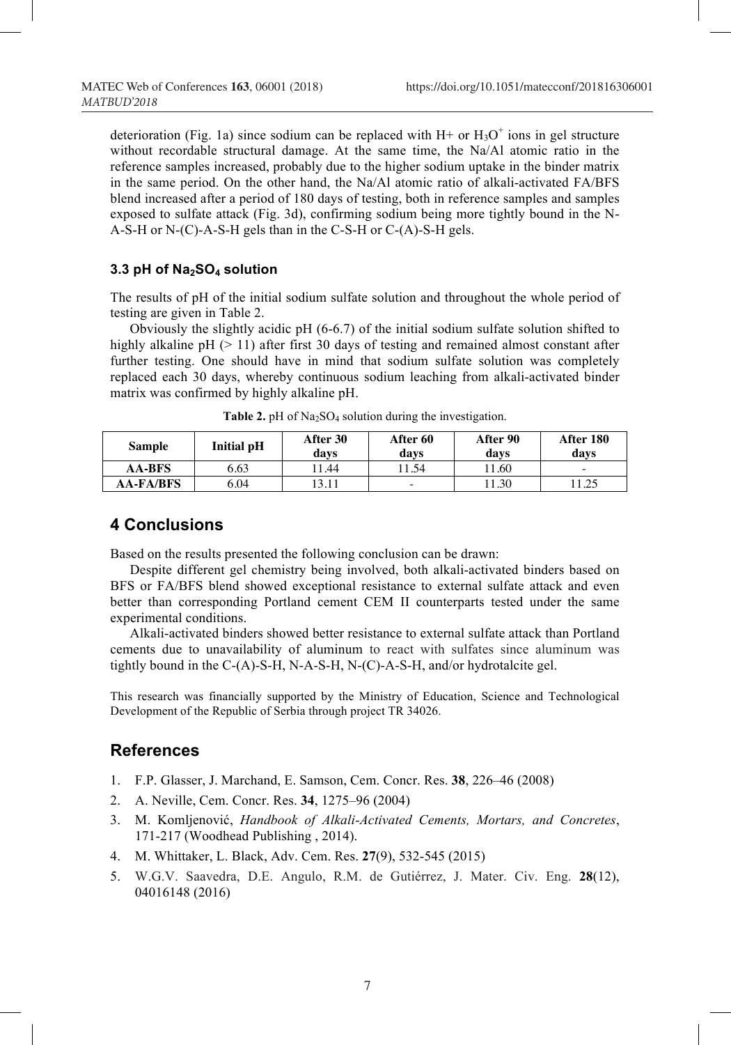deterioration (Fig. 1a) since sodium can be replaced with H+ or $H_3O^+$ ions in gel structure without recordable structural damage. At the same time, the Na/Al atomic ratio in the reference samples increased, probably due to the higher sodium uptake in the binder matrix in the same period. On the other hand, the Na/Al atomic ratio of alkali-activated FA/BFS blend increased after a period of 180 days of testing, both in reference samples and samples exposed to sulfate attack (Fig. 3d), confirming sodium being more tightly bound in the N-A-S-H or N-(C)-A-S-H gels than in the C-S-H or C-(A)-S-H gels.

### 3.3 pH of $Na_2SO_4$ solution

The results of pH of the initial sodium sulfate solution and throughout the whole period of testing are given in Table 2.

Obviously the slightly acidic pH (6-6.7) of the initial sodium sulfate solution shifted to highly alkaline pH (> 11) after first 30 days of testing and remained almost constant after further testing. One should have in mind that sodium sulfate solution was completely replaced each 30 days, whereby continuous sodium leaching from alkali-activated binder matrix was confirmed by highly alkaline pH.

**Table 2.** pH of $Na_2SO_4$ solution during the investigation.

| Sample | Initial pH | After 30 days | After 60 days | After 90 days | After 180 days |
|---|---|---|---|---|---|
| **AA-BFS** | 6.63 | 11.44 | 11.54 | 11.60 | - |
| **AA-FA/BFS** | 6.04 | 13.11 | - | 11.30 | 11.25 |

## 4 Conclusions

Based on the results presented the following conclusion can be drawn:

Despite different gel chemistry being involved, both alkali-activated binders based on BFS or FA/BFS blend showed exceptional resistance to external sulfate attack and even better than corresponding Portland cement CEM II counterparts tested under the same experimental conditions.

Alkali-activated binders showed better resistance to external sulfate attack than Portland cements due to unavailability of aluminum to react with sulfates since aluminum was tightly bound in the C-(A)-S-H, N-A-S-H, N-(C)-A-S-H, and/or hydrotalcite gel.

This research was financially supported by the Ministry of Education, Science and Technological Development of the Republic of Serbia through project TR 34026.

## References

1. F.P. Glasser, J. Marchand, E. Samson, Cem. Concr. Res. **38**, 226–46 (2008)
2. A. Neville, Cem. Concr. Res. **34**, 1275–96 (2004)
3. M. Komljenović, *Handbook of Alkali-Activated Cements, Mortars, and Concretes*, 171-217 (Woodhead Publishing , 2014).
4. M. Whittaker, L. Black, Adv. Cem. Res. **27**(9), 532-545 (2015)
5. W.G.V. Saavedra, D.E. Angulo, R.M. de Gutiérrez, J. Mater. Civ. Eng. **28**(12), 04016148 (2016)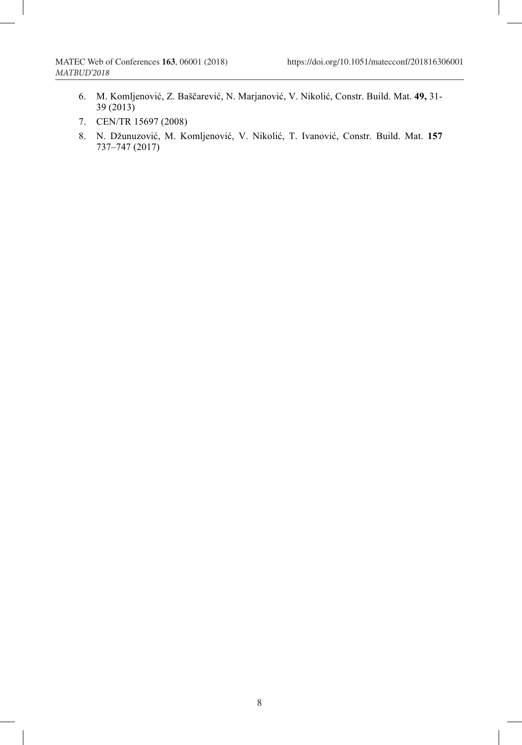6. M. Komljenović, Z. Baščarević, N. Marjanović, V. Nikolić, Constr. Build. Mat. **49,** 31-39 (2013)
7. CEN/TR 15697 (2008)
8. N. Džunuzović, M. Komljenović, V. Nikolić, T. Ivanović, Constr. Build. Mat. **157** 737–747 (2017)